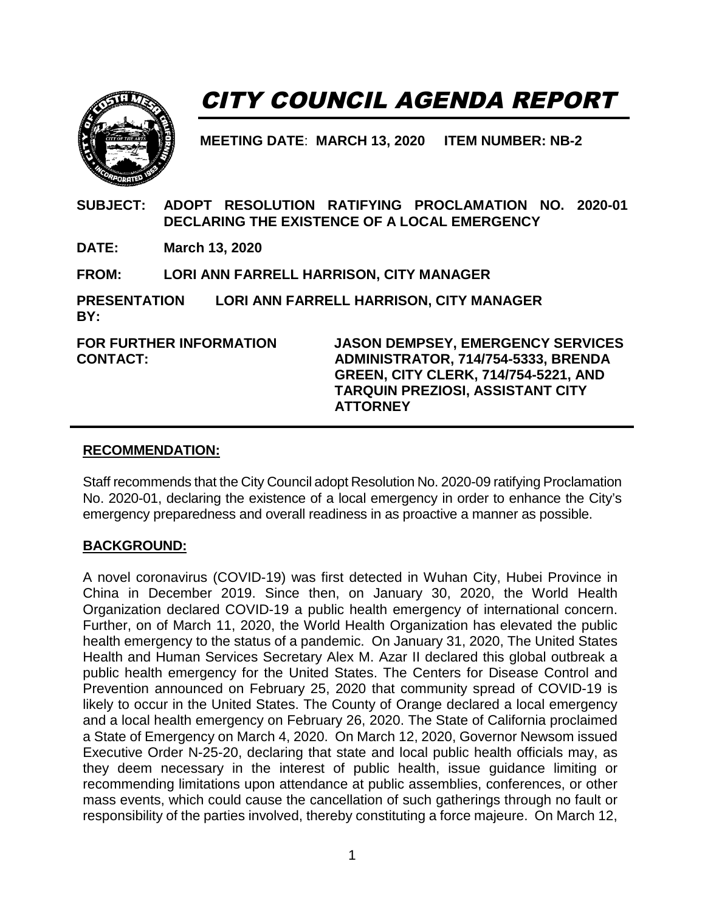# CITY COUNCIL AGENDA REPORT

**MEETING DATE**: **MARCH 13, 2020 ITEM NUMBER: NB-2**

**SUBJECT: ADOPT RESOLUTION RATIFYING PROCLAMATION NO. 2020-01 DECLARING THE EXISTENCE OF A LOCAL EMERGENCY**

**DATE: March 13, 2020**

**FROM: LORI ANN FARRELL HARRISON, CITY MANAGER**

**PRESENTATION BY: LORI ANN FARRELL HARRISON, CITY MANAGER**

**FOR FURTHER INFORMATION CONTACT: JASON DEMPSEY, EMERGENCY SERVICES ADMINISTRATOR, 714/754-5333, BRENDA GREEN, CITY CLERK, 714/754-5221, AND TARQUIN PREZIOSI, ASSISTANT CITY ATTORNEY**

## RECOMMENDATION:

Staff recommends that the City Council adopt Resolution No. 2020-09 ratifying Proclamation No. 2020-01, declaring the existence of a local emergency in order to enhance the City's emergency preparedness and overall readiness in as proactive a manner as possible.

## BACKGROUND:

A novel coronavirus (COVID-19) was first detected in Wuhan City, Hubei Province in China in December 2019. Since then, on January 30, 2020, the World Health Organization declared COVID-19 a public health emergency of international concern. Further, on of March 11, 2020, the World Health Organization has elevated the public health emergency to the status of a pandemic. On January 31, 2020, The United States Health and Human Services Secretary Alex M. Azar II declared this global outbreak a public health emergency for the United States. The Centers for Disease Control and Prevention announced on February 25, 2020 that community spread of COVID-19 is likely to occur in the United States. The County of Orange declared a local emergency and a local health emergency on February 26, 2020. The State of California proclaimed a State of Emergency on March 4, 2020. On March 12, 2020, Governor Newsom issued Executive Order N-25-20, declaring that state and local public health officials may, as they deem necessary in the interest of public health, issue guidance limiting or recommending limitations upon attendance at public assemblies, conferences, or other mass events, which could cause the cancellation of such gatherings through no fault or responsibility of the parties involved, thereby constituting a force majeure. On March 12,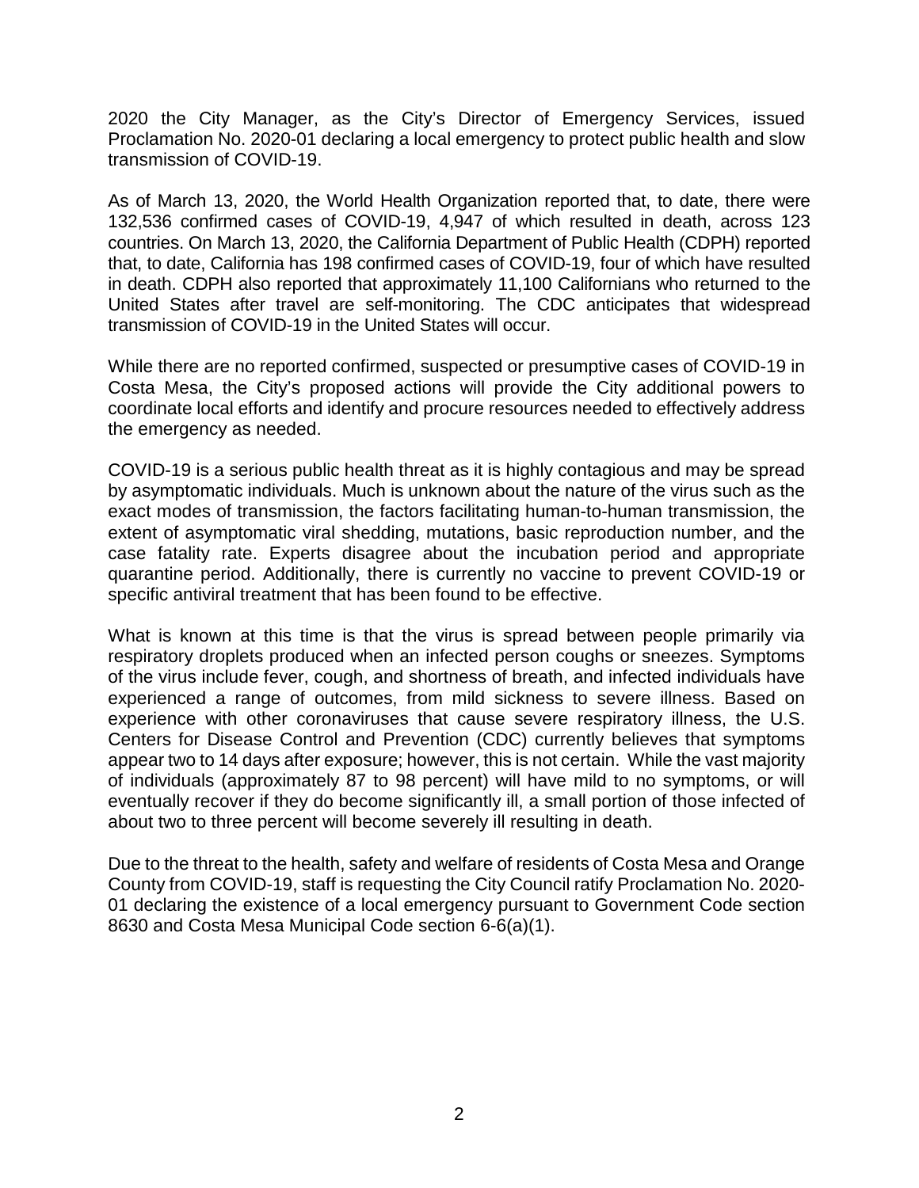2020 the City Manager, as the City's Director of Emergency Services, issued Proclamation No. 2020-01 declaring a local emergency to protect public health and slow transmission of COVID-19.

As of March 13, 2020, the World Health Organization reported that, to date, there were 132,536 confirmed cases of COVID-19, 4,947 of which resulted in death, across 123 countries. On March 13, 2020, the California Department of Public Health (CDPH) reported that, to date, California has 198 confirmed cases of COVID-19, four of which have resulted in death. CDPH also reported that approximately 11,100 Californians who returned to the United States after travel are self-monitoring. The CDC anticipates that widespread transmission of COVID-19 in the United States will occur.

While there are no reported confirmed, suspected or presumptive cases of COVID-19 in Costa Mesa, the City's proposed actions will provide the City additional powers to coordinate local efforts and identify and procure resources needed to effectively address the emergency as needed.

COVID-19 is a serious public health threat as it is highly contagious and may be spread by asymptomatic individuals. Much is unknown about the nature of the virus such as the exact modes of transmission, the factors facilitating human-to-human transmission, the extent of asymptomatic viral shedding, mutations, basic reproduction number, and the case fatality rate. Experts disagree about the incubation period and appropriate quarantine period. Additionally, there is currently no vaccine to prevent COVID-19 or specific antiviral treatment that has been found to be effective.

What is known at this time is that the virus is spread between people primarily via respiratory droplets produced when an infected person coughs or sneezes. Symptoms of the virus include fever, cough, and shortness of breath, and infected individuals have experienced a range of outcomes, from mild sickness to severe illness. Based on experience with other coronaviruses that cause severe respiratory illness, the U.S. Centers for Disease Control and Prevention (CDC) currently believes that symptoms appear two to 14 days after exposure; however, this is not certain. While the vast majority of individuals (approximately 87 to 98 percent) will have mild to no symptoms, or will eventually recover if they do become significantly ill, a small portion of those infected of about two to three percent will become severely ill resulting in death.

Due to the threat to the health, safety and welfare of residents of Costa Mesa and Orange County from COVID-19, staff is requesting the City Council ratify Proclamation No. 2020-01 declaring the existence of a local emergency pursuant to Government Code section 8630 and Costa Mesa Municipal Code section 6-6(a)(1).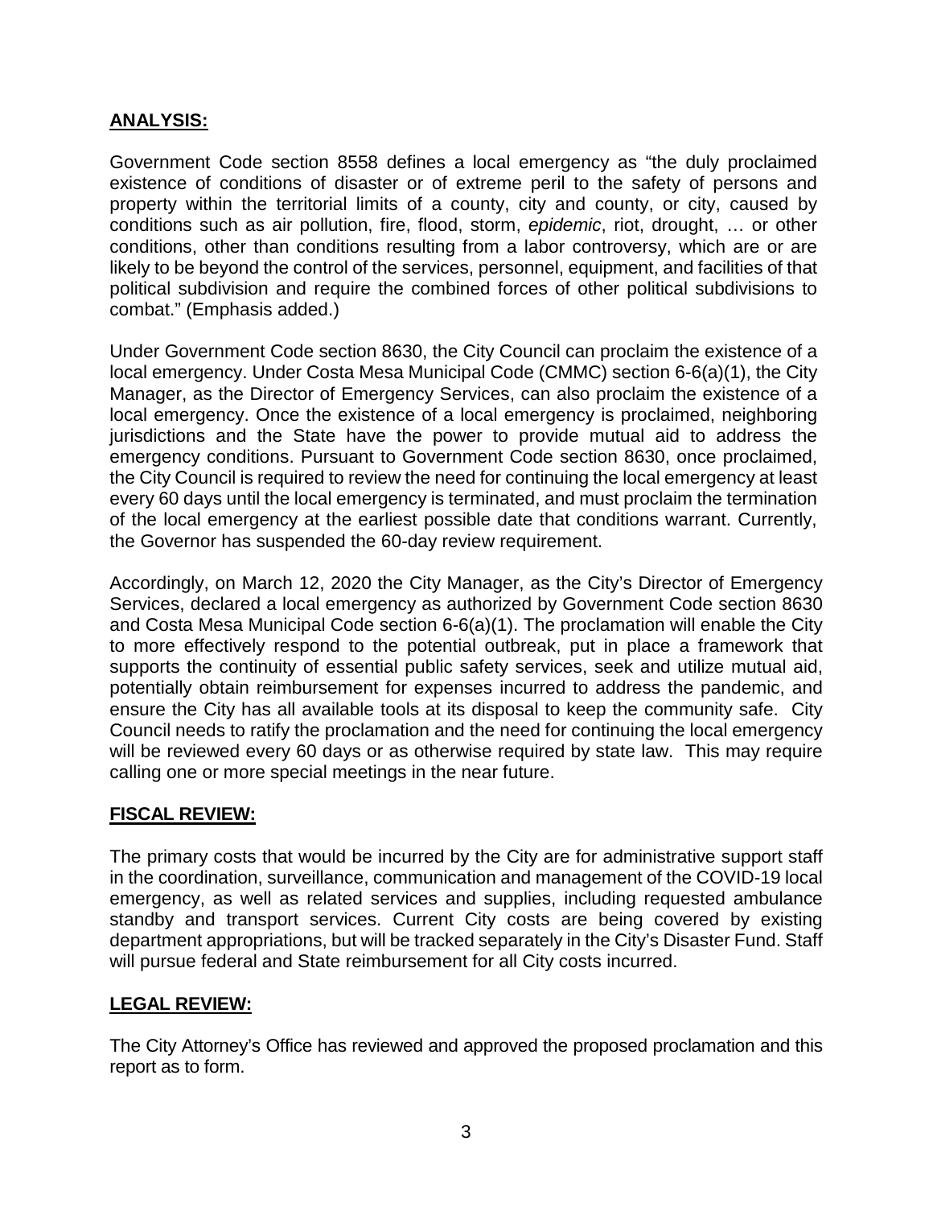## **ANALYSIS:**

Government Code section 8558 defines a local emergency as "the duly proclaimed existence of conditions of disaster or of extreme peril to the safety of persons and property within the territorial limits of a county, city and county, or city, caused by conditions such as air pollution, fire, flood, storm, *epidemic*, riot, drought, … or other conditions, other than conditions resulting from a labor controversy, which are or are likely to be beyond the control of the services, personnel, equipment, and facilities of that political subdivision and require the combined forces of other political subdivisions to combat." (Emphasis added.)

Under Government Code section 8630, the City Council can proclaim the existence of a local emergency. Under Costa Mesa Municipal Code (CMMC) section 6-6(a)(1), the City Manager, as the Director of Emergency Services, can also proclaim the existence of a local emergency. Once the existence of a local emergency is proclaimed, neighboring jurisdictions and the State have the power to provide mutual aid to address the emergency conditions. Pursuant to Government Code section 8630, once proclaimed, the City Council is required to review the need for continuing the local emergency at least every 60 days until the local emergency is terminated, and must proclaim the termination of the local emergency at the earliest possible date that conditions warrant. Currently, the Governor has suspended the 60-day review requirement.

Accordingly, on March 12, 2020 the City Manager, as the City's Director of Emergency Services, declared a local emergency as authorized by Government Code section 8630 and Costa Mesa Municipal Code section 6-6(a)(1). The proclamation will enable the City to more effectively respond to the potential outbreak, put in place a framework that supports the continuity of essential public safety services, seek and utilize mutual aid, potentially obtain reimbursement for expenses incurred to address the pandemic, and ensure the City has all available tools at its disposal to keep the community safe. City Council needs to ratify the proclamation and the need for continuing the local emergency will be reviewed every 60 days or as otherwise required by state law. This may require calling one or more special meetings in the near future.

## **FISCAL REVIEW:**

The primary costs that would be incurred by the City are for administrative support staff in the coordination, surveillance, communication and management of the COVID-19 local emergency, as well as related services and supplies, including requested ambulance standby and transport services. Current City costs are being covered by existing department appropriations, but will be tracked separately in the City's Disaster Fund. Staff will pursue federal and State reimbursement for all City costs incurred.

## **LEGAL REVIEW:**

The City Attorney's Office has reviewed and approved the proposed proclamation and this report as to form.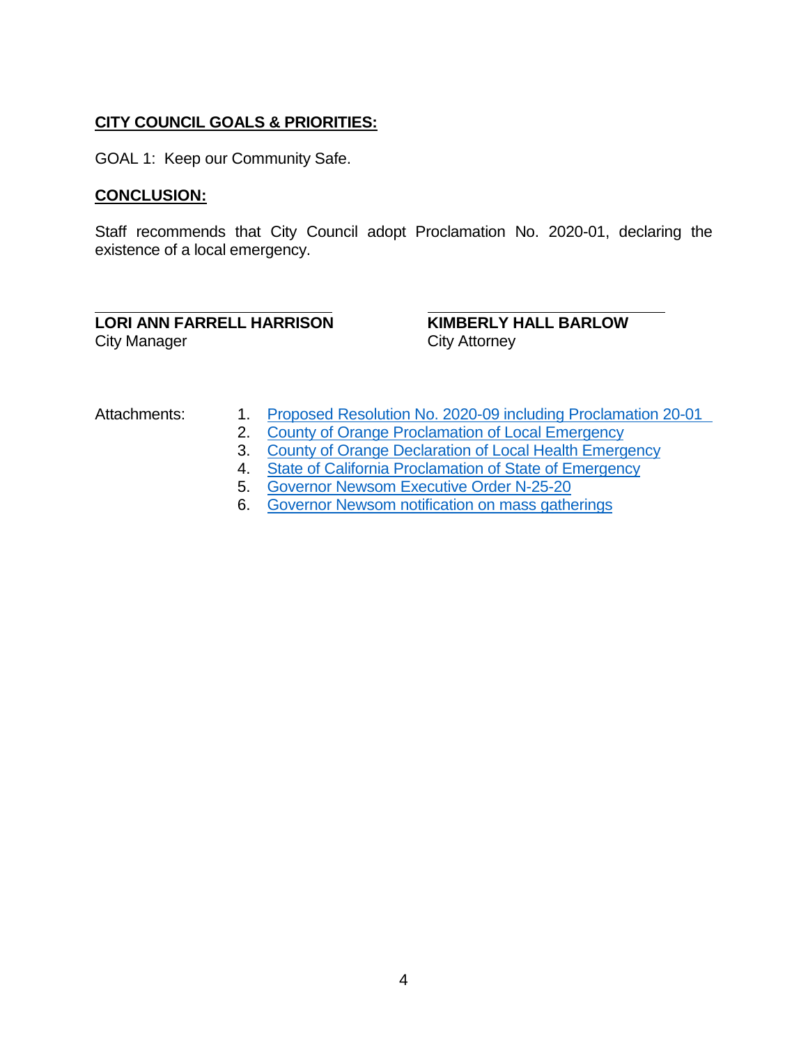**CITY COUNCIL GOALS & PRIORITIES:**

GOAL 1: Keep our Community Safe.

**CONCLUSION:**

Staff recommends that City Council adopt Proclamation No. 2020-01, declaring the existence of a local emergency.

**LORI ANN FARRELL HARRISON**
City Manager

**KIMBERLY HALL BARLOW**
City Attorney

Attachments:

1. Proposed Resolution No. 2020-09 including Proclamation 20-01
2. County of Orange Proclamation of Local Emergency
3. County of Orange Declaration of Local Health Emergency
4. State of California Proclamation of State of Emergency
5. Governor Newsom Executive Order N-25-20
6. Governor Newsom notification on mass gatherings